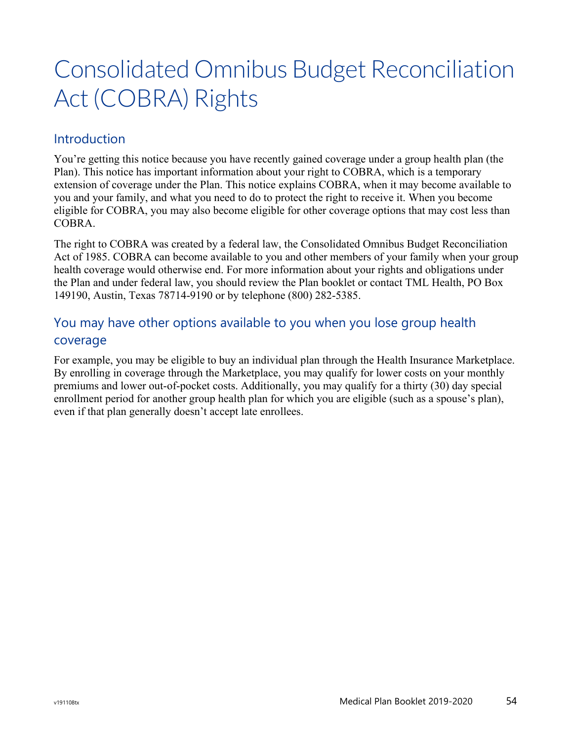# Consolidated Omnibus Budget Reconciliation Act (COBRA) Rights

## Introduction

You're getting this notice because you have recently gained coverage under a group health plan (the Plan). This notice has important information about your right to COBRA, which is a temporary extension of coverage under the Plan. This notice explains COBRA, when it may become available to you and your family, and what you need to do to protect the right to receive it. When you become eligible for COBRA, you may also become eligible for other coverage options that may cost less than COBRA.

The right to COBRA was created by a federal law, the Consolidated Omnibus Budget Reconciliation Act of 1985. COBRA can become available to you and other members of your family when your group health coverage would otherwise end. For more information about your rights and obligations under the Plan and under federal law, you should review the Plan booklet or contact TML Health, PO Box 149190, Austin, Texas 78714-9190 or by telephone (800) 282-5385.

## You may have other options available to you when you lose group health coverage

For example, you may be eligible to buy an individual plan through the Health Insurance Marketplace. By enrolling in coverage through the Marketplace, you may qualify for lower costs on your monthly premiums and lower out-of-pocket costs. Additionally, you may qualify for a thirty (30) day special enrollment period for another group health plan for which you are eligible (such as a spouse's plan), even if that plan generally doesn't accept late enrollees.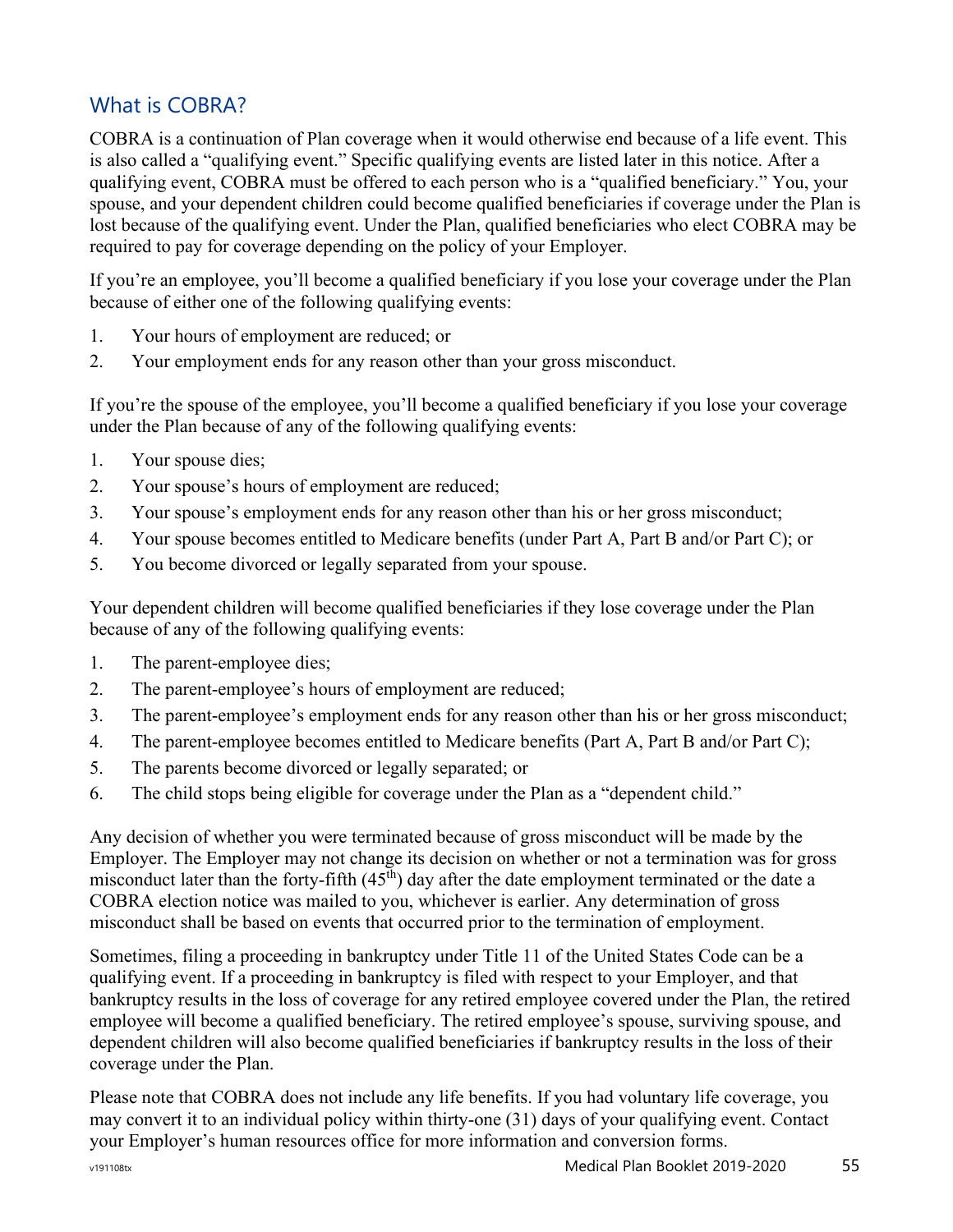## What is COBRA?

COBRA is a continuation of Plan coverage when it would otherwise end because of a life event. This is also called a "qualifying event." Specific qualifying events are listed later in this notice. After a qualifying event, COBRA must be offered to each person who is a "qualified beneficiary." You, your spouse, and your dependent children could become qualified beneficiaries if coverage under the Plan is lost because of the qualifying event. Under the Plan, qualified beneficiaries who elect COBRA may be required to pay for coverage depending on the policy of your Employer.

If you're an employee, you'll become a qualified beneficiary if you lose your coverage under the Plan because of either one of the following qualifying events:

1. Your hours of employment are reduced; or
2. Your employment ends for any reason other than your gross misconduct.

If you're the spouse of the employee, you'll become a qualified beneficiary if you lose your coverage under the Plan because of any of the following qualifying events:

1. Your spouse dies;
2. Your spouse's hours of employment are reduced;
3. Your spouse's employment ends for any reason other than his or her gross misconduct;
4. Your spouse becomes entitled to Medicare benefits (under Part A, Part B and/or Part C); or
5. You become divorced or legally separated from your spouse.

Your dependent children will become qualified beneficiaries if they lose coverage under the Plan because of any of the following qualifying events:

1. The parent-employee dies;
2. The parent-employee's hours of employment are reduced;
3. The parent-employee's employment ends for any reason other than his or her gross misconduct;
4. The parent-employee becomes entitled to Medicare benefits (Part A, Part B and/or Part C);
5. The parents become divorced or legally separated; or
6. The child stops being eligible for coverage under the Plan as a "dependent child."

Any decision of whether you were terminated because of gross misconduct will be made by the Employer. The Employer may not change its decision on whether or not a termination was for gross misconduct later than the forty-fifth (45th) day after the date employment terminated or the date a COBRA election notice was mailed to you, whichever is earlier. Any determination of gross misconduct shall be based on events that occurred prior to the termination of employment.

Sometimes, filing a proceeding in bankruptcy under Title 11 of the United States Code can be a qualifying event. If a proceeding in bankruptcy is filed with respect to your Employer, and that bankruptcy results in the loss of coverage for any retired employee covered under the Plan, the retired employee will become a qualified beneficiary. The retired employee's spouse, surviving spouse, and dependent children will also become qualified beneficiaries if bankruptcy results in the loss of their coverage under the Plan.

Please note that COBRA does not include any life benefits. If you had voluntary life coverage, you may convert it to an individual policy within thirty-one (31) days of your qualifying event. Contact your Employer's human resources office for more information and conversion forms.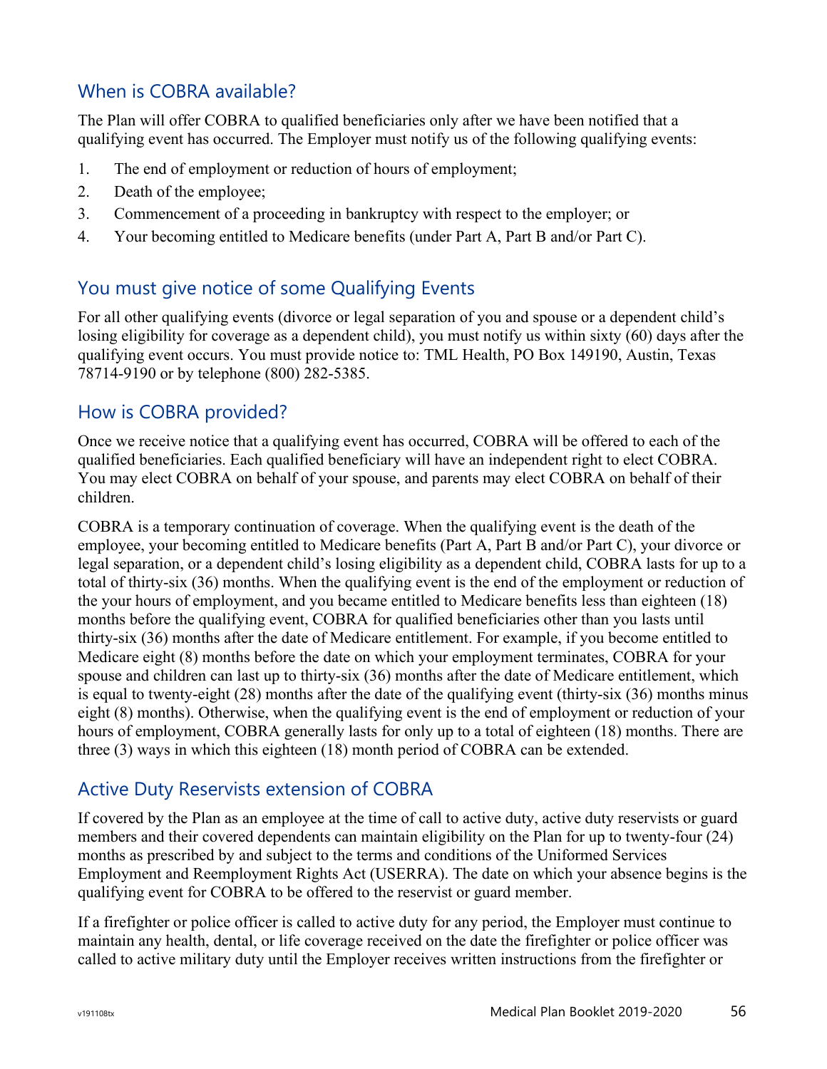## When is COBRA available?

The Plan will offer COBRA to qualified beneficiaries only after we have been notified that a qualifying event has occurred. The Employer must notify us of the following qualifying events:

1. The end of employment or reduction of hours of employment;
2. Death of the employee;
3. Commencement of a proceeding in bankruptcy with respect to the employer; or
4. Your becoming entitled to Medicare benefits (under Part A, Part B and/or Part C).

## You must give notice of some Qualifying Events

For all other qualifying events (divorce or legal separation of you and spouse or a dependent child's losing eligibility for coverage as a dependent child), you must notify us within sixty (60) days after the qualifying event occurs. You must provide notice to: TML Health, PO Box 149190, Austin, Texas 78714-9190 or by telephone (800) 282-5385.

## How is COBRA provided?

Once we receive notice that a qualifying event has occurred, COBRA will be offered to each of the qualified beneficiaries. Each qualified beneficiary will have an independent right to elect COBRA. You may elect COBRA on behalf of your spouse, and parents may elect COBRA on behalf of their children.

COBRA is a temporary continuation of coverage. When the qualifying event is the death of the employee, your becoming entitled to Medicare benefits (Part A, Part B and/or Part C), your divorce or legal separation, or a dependent child's losing eligibility as a dependent child, COBRA lasts for up to a total of thirty-six (36) months. When the qualifying event is the end of the employment or reduction of the your hours of employment, and you became entitled to Medicare benefits less than eighteen (18) months before the qualifying event, COBRA for qualified beneficiaries other than you lasts until thirty-six (36) months after the date of Medicare entitlement. For example, if you become entitled to Medicare eight (8) months before the date on which your employment terminates, COBRA for your spouse and children can last up to thirty-six (36) months after the date of Medicare entitlement, which is equal to twenty-eight (28) months after the date of the qualifying event (thirty-six (36) months minus eight (8) months). Otherwise, when the qualifying event is the end of employment or reduction of your hours of employment, COBRA generally lasts for only up to a total of eighteen (18) months. There are three (3) ways in which this eighteen (18) month period of COBRA can be extended.

## Active Duty Reservists extension of COBRA

If covered by the Plan as an employee at the time of call to active duty, active duty reservists or guard members and their covered dependents can maintain eligibility on the Plan for up to twenty-four (24) months as prescribed by and subject to the terms and conditions of the Uniformed Services Employment and Reemployment Rights Act (USERRA). The date on which your absence begins is the qualifying event for COBRA to be offered to the reservist or guard member.

If a firefighter or police officer is called to active duty for any period, the Employer must continue to maintain any health, dental, or life coverage received on the date the firefighter or police officer was called to active military duty until the Employer receives written instructions from the firefighter or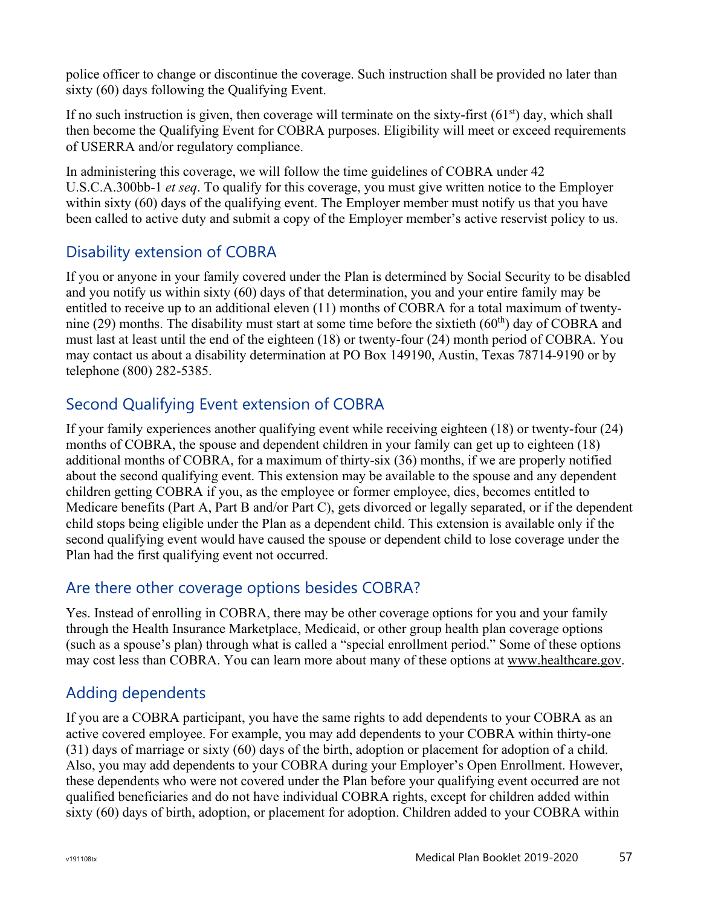police officer to change or discontinue the coverage. Such instruction shall be provided no later than sixty (60) days following the Qualifying Event.

If no such instruction is given, then coverage will terminate on the sixty-first (61st) day, which shall then become the Qualifying Event for COBRA purposes. Eligibility will meet or exceed requirements of USERRA and/or regulatory compliance.

In administering this coverage, we will follow the time guidelines of COBRA under 42 U.S.C.A.300bb-1 *et seq*. To qualify for this coverage, you must give written notice to the Employer within sixty (60) days of the qualifying event. The Employer member must notify us that you have been called to active duty and submit a copy of the Employer member's active reservist policy to us.

## Disability extension of COBRA

If you or anyone in your family covered under the Plan is determined by Social Security to be disabled and you notify us within sixty (60) days of that determination, you and your entire family may be entitled to receive up to an additional eleven (11) months of COBRA for a total maximum of twenty-nine (29) months. The disability must start at some time before the sixtieth (60th) day of COBRA and must last at least until the end of the eighteen (18) or twenty-four (24) month period of COBRA. You may contact us about a disability determination at PO Box 149190, Austin, Texas 78714-9190 or by telephone (800) 282-5385.

## Second Qualifying Event extension of COBRA

If your family experiences another qualifying event while receiving eighteen (18) or twenty-four (24) months of COBRA, the spouse and dependent children in your family can get up to eighteen (18) additional months of COBRA, for a maximum of thirty-six (36) months, if we are properly notified about the second qualifying event. This extension may be available to the spouse and any dependent children getting COBRA if you, as the employee or former employee, dies, becomes entitled to Medicare benefits (Part A, Part B and/or Part C), gets divorced or legally separated, or if the dependent child stops being eligible under the Plan as a dependent child. This extension is available only if the second qualifying event would have caused the spouse or dependent child to lose coverage under the Plan had the first qualifying event not occurred.

## Are there other coverage options besides COBRA?

Yes. Instead of enrolling in COBRA, there may be other coverage options for you and your family through the Health Insurance Marketplace, Medicaid, or other group health plan coverage options (such as a spouse's plan) through what is called a "special enrollment period." Some of these options may cost less than COBRA. You can learn more about many of these options at www.healthcare.gov.

## Adding dependents

If you are a COBRA participant, you have the same rights to add dependents to your COBRA as an active covered employee. For example, you may add dependents to your COBRA within thirty-one (31) days of marriage or sixty (60) days of the birth, adoption or placement for adoption of a child. Also, you may add dependents to your COBRA during your Employer's Open Enrollment. However, these dependents who were not covered under the Plan before your qualifying event occurred are not qualified beneficiaries and do not have individual COBRA rights, except for children added within sixty (60) days of birth, adoption, or placement for adoption. Children added to your COBRA within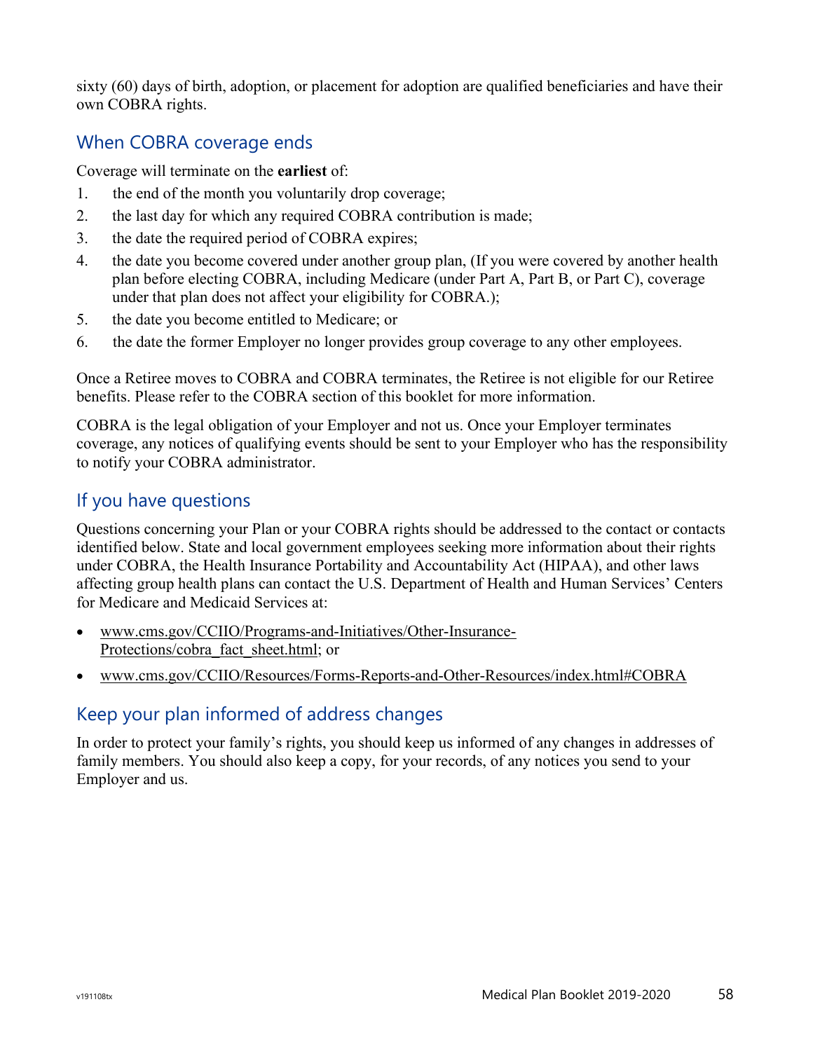sixty (60) days of birth, adoption, or placement for adoption are qualified beneficiaries and have their own COBRA rights.

## When COBRA coverage ends

Coverage will terminate on the **earliest** of:

1. the end of the month you voluntarily drop coverage;
2. the last day for which any required COBRA contribution is made;
3. the date the required period of COBRA expires;
4. the date you become covered under another group plan, (If you were covered by another health plan before electing COBRA, including Medicare (under Part A, Part B, or Part C), coverage under that plan does not affect your eligibility for COBRA.);
5. the date you become entitled to Medicare; or
6. the date the former Employer no longer provides group coverage to any other employees.

Once a Retiree moves to COBRA and COBRA terminates, the Retiree is not eligible for our Retiree benefits. Please refer to the COBRA section of this booklet for more information.

COBRA is the legal obligation of your Employer and not us. Once your Employer terminates coverage, any notices of qualifying events should be sent to your Employer who has the responsibility to notify your COBRA administrator.

## If you have questions

Questions concerning your Plan or your COBRA rights should be addressed to the contact or contacts identified below. State and local government employees seeking more information about their rights under COBRA, the Health Insurance Portability and Accountability Act (HIPAA), and other laws affecting group health plans can contact the U.S. Department of Health and Human Services' Centers for Medicare and Medicaid Services at:

- www.cms.gov/CCIIO/Programs-and-Initiatives/Other-Insurance-Protections/cobra_fact_sheet.html; or
- www.cms.gov/CCIIO/Resources/Forms-Reports-and-Other-Resources/index.html#COBRA

## Keep your plan informed of address changes

In order to protect your family's rights, you should keep us informed of any changes in addresses of family members. You should also keep a copy, for your records, of any notices you send to your Employer and us.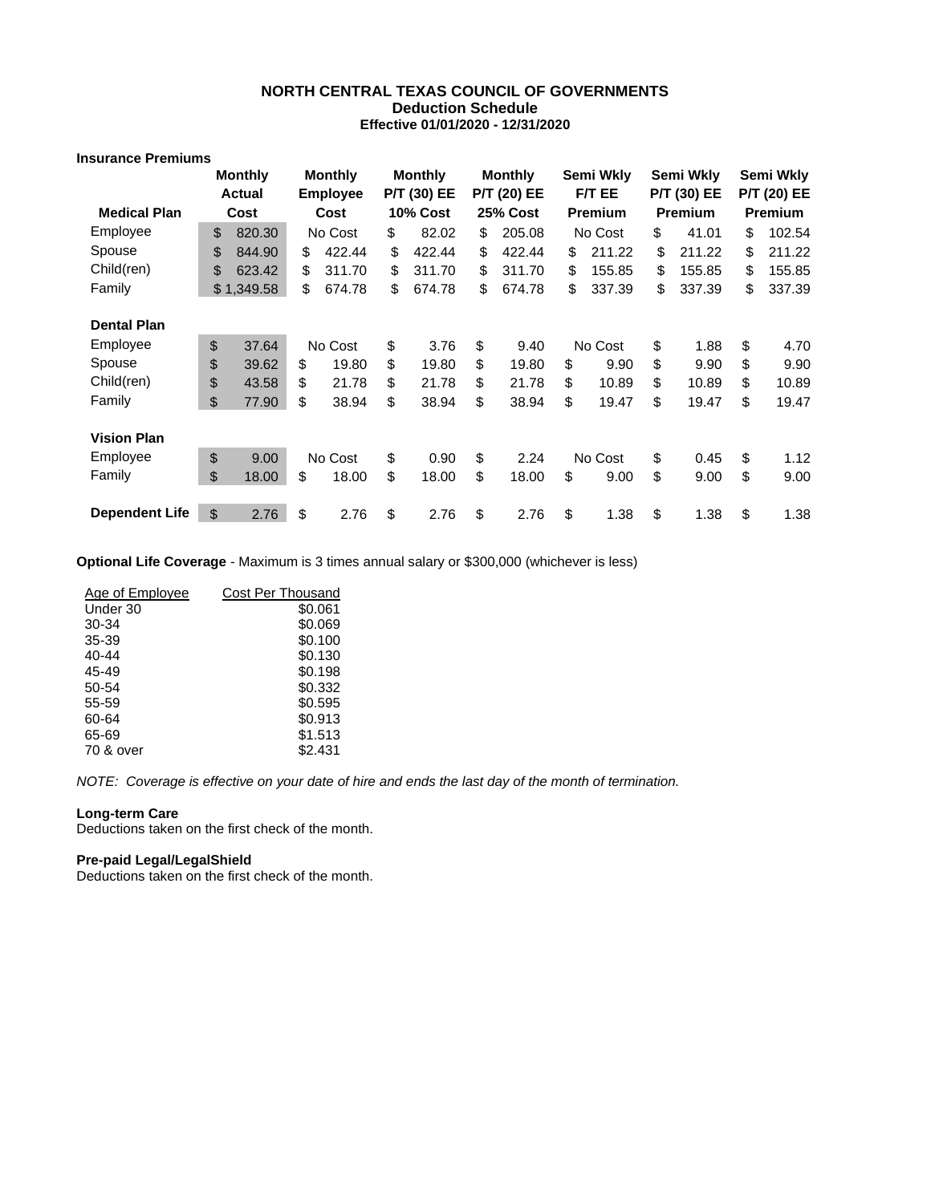**NORTH CENTRAL TEXAS COUNCIL OF GOVERNMENTS**
**Deduction Schedule**
**Effective 01/01/2020 - 12/31/2020**

**Insurance Premiums**

| Medical Plan | Monthly Actual Cost | Monthly Employee Cost | Monthly P/T (30) EE 10% Cost | Monthly P/T (20) EE 25% Cost | Semi Wkly F/T EE Premium | Semi Wkly P/T (30) EE Premium | Semi Wkly P/T (20) EE Premium |
|---|---|---|---|---|---|---|---|
| Employee | $ 820.30 | No Cost | $ 82.02 | $ 205.08 | No Cost | $ 41.01 | $ 102.54 |
| Spouse | $ 844.90 | $ 422.44 | $ 422.44 | $ 422.44 | $ 211.22 | $ 211.22 | $ 211.22 |
| Child(ren) | $ 623.42 | $ 311.70 | $ 311.70 | $ 311.70 | $ 155.85 | $ 155.85 | $ 155.85 |
| Family | $ 1,349.58 | $ 674.78 | $ 674.78 | $ 674.78 | $ 337.39 | $ 337.39 | $ 337.39 |
| **Dental Plan** | | | | | | | |
| Employee | $ 37.64 | No Cost | $ 3.76 | $ 9.40 | No Cost | $ 1.88 | $ 4.70 |
| Spouse | $ 39.62 | $ 19.80 | $ 19.80 | $ 19.80 | $ 9.90 | $ 9.90 | $ 9.90 |
| Child(ren) | $ 43.58 | $ 21.78 | $ 21.78 | $ 21.78 | $ 10.89 | $ 10.89 | $ 10.89 |
| Family | $ 77.90 | $ 38.94 | $ 38.94 | $ 38.94 | $ 19.47 | $ 19.47 | $ 19.47 |
| **Vision Plan** | | | | | | | |
| Employee | $ 9.00 | No Cost | $ 0.90 | $ 2.24 | No Cost | $ 0.45 | $ 1.12 |
| Family | $ 18.00 | $ 18.00 | $ 18.00 | $ 18.00 | $ 9.00 | $ 9.00 | $ 9.00 |
| **Dependent Life** | $ 2.76 | $ 2.76 | $ 2.76 | $ 2.76 | $ 1.38 | $ 1.38 | $ 1.38 |

**Optional Life Coverage** - Maximum is 3 times annual salary or $300,000 (whichever is less)

| Age of Employee | Cost Per Thousand |
|---|---|
| Under 30 | $0.061 |
| 30-34 | $0.069 |
| 35-39 | $0.100 |
| 40-44 | $0.130 |
| 45-49 | $0.198 |
| 50-54 | $0.332 |
| 55-59 | $0.595 |
| 60-64 | $0.913 |
| 65-69 | $1.513 |
| 70 & over | $2.431 |

*NOTE: Coverage is effective on your date of hire and ends the last day of the month of termination.*

**Long-term Care**
Deductions taken on the first check of the month.

**Pre-paid Legal/LegalShield**
Deductions taken on the first check of the month.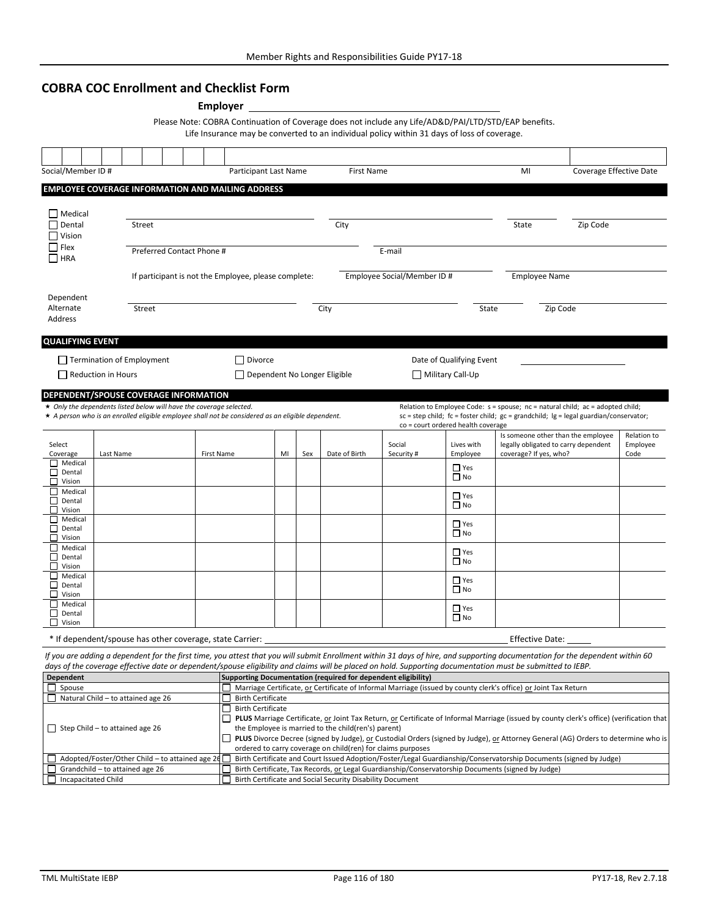## COBRA COC Enrollment and Checklist Form

**Employer** ______________________________

Please Note: COBRA Continuation of Coverage does not include any Life/AD&D/PAI/LTD/STD/EAP benefits. Life Insurance may be converted to an individual policy within 31 days of loss of coverage.

| Social/Member ID # | Participant Last Name | First Name | MI | Coverage Effective Date |
|---|---|---|---|---|
| | | | | |

### EMPLOYEE COVERAGE INFORMATION AND MAILING ADDRESS

☐ Medical
☐ Dental
☐ Vision
☐ Flex
☐ HRA

Street ______________ City ______________ State ______ Zip Code ______

Preferred Contact Phone # ______________ E-mail ______________

If participant is not the Employee, please complete: Employee Social/Member ID # ______________ Employee Name ______________

Dependent Alternate Address: Street ______________ City ______________ State ______ Zip Code ______

### QUALIFYING EVENT

☐ Termination of Employment ☐ Divorce Date of Qualifying Event ______________

☐ Reduction in Hours ☐ Dependent No Longer Eligible ☐ Military Call-Up

### DEPENDENT/SPOUSE COVERAGE INFORMATION

★ *Only the dependents listed below will have the coverage selected.*

★ *A person who is an enrolled eligible employee shall not be considered as an eligible dependent.*

Relation to Employee Code: s = spouse; nc = natural child; ac = adopted child; sc = step child; fc = foster child; gc = grandchild; lg = legal guardian/conservator; co = court ordered health coverage

| Select Coverage | Last Name | First Name | MI | Sex | Date of Birth | Social Security # | Lives with Employee | Is someone other than the employee legally obligated to carry dependent coverage? If yes, who? | Relation to Employee Code |
|---|---|---|---|---|---|---|---|---|---|
| ☐ Medical ☐ Dental ☐ Vision | | | | | | | ☐ Yes ☐ No | | |
| ☐ Medical ☐ Dental ☐ Vision | | | | | | | ☐ Yes ☐ No | | |
| ☐ Medical ☐ Dental ☐ Vision | | | | | | | ☐ Yes ☐ No | | |
| ☐ Medical ☐ Dental ☐ Vision | | | | | | | ☐ Yes ☐ No | | |
| ☐ Medical ☐ Dental ☐ Vision | | | | | | | ☐ Yes ☐ No | | |
| ☐ Medical ☐ Dental ☐ Vision | | | | | | | ☐ Yes ☐ No | | |

* If dependent/spouse has other coverage, state Carrier: ______________ Effective Date: ______

*If you are adding a dependent for the first time, you attest that you will submit Enrollment within 31 days of hire, and supporting documentation for the dependent within 60 days of the coverage effective date or dependent/spouse eligibility and claims will be placed on hold. Supporting documentation must be submitted to IEBP.*

| Dependent | Supporting Documentation (required for dependent eligibility) |
|---|---|
| ☐ Spouse | ☐ Marriage Certificate, or Certificate of Informal Marriage (issued by county clerk's office) or Joint Tax Return |
| ☐ Natural Child – to attained age 26 | ☐ Birth Certificate |
| ☐ Step Child – to attained age 26 | ☐ Birth Certificate<br>☐ **PLUS** Marriage Certificate, or Joint Tax Return, or Certificate of Informal Marriage (issued by county clerk's office) (verification that the Employee is married to the child(ren's) parent)<br>☐ **PLUS** Divorce Decree (signed by Judge), or Custodial Orders (signed by Judge), or Attorney General (AG) Orders to determine who is ordered to carry coverage on child(ren) for claims purposes |
| ☐ Adopted/Foster/Other Child – to attained age 26 | ☐ Birth Certificate and Court Issued Adoption/Foster/Legal Guardianship/Conservatorship Documents (signed by Judge) |
| ☐ Grandchild – to attained age 26 | ☐ Birth Certificate, Tax Records, or Legal Guardianship/Conservatorship Documents (signed by Judge) |
| ☐ Incapacitated Child | ☐ Birth Certificate and Social Security Disability Document |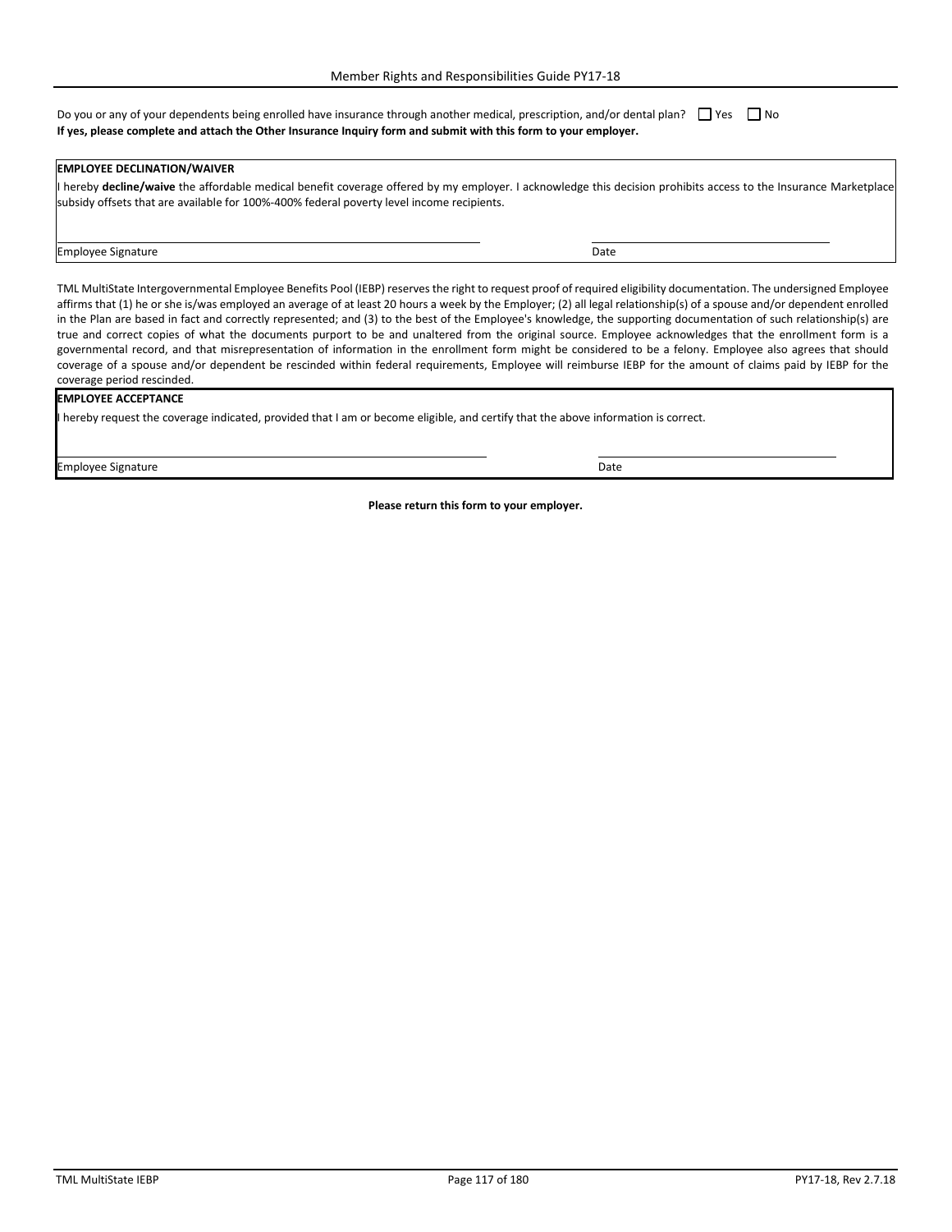Do you or any of your dependents being enrolled have insurance through another medical, prescription, and/or dental plan? ☐ Yes ☐ No

**If yes, please complete and attach the Other Insurance Inquiry form and submit with this form to your employer.**

**EMPLOYEE DECLINATION/WAIVER**

I hereby **decline/waive** the affordable medical benefit coverage offered by my employer. I acknowledge this decision prohibits access to the Insurance Marketplace subsidy offsets that are available for 100%-400% federal poverty level income recipients.

Employee Signature ______________________________ Date ______________________________

TML MultiState Intergovernmental Employee Benefits Pool (IEBP) reserves the right to request proof of required eligibility documentation. The undersigned Employee affirms that (1) he or she is/was employed an average of at least 20 hours a week by the Employer; (2) all legal relationship(s) of a spouse and/or dependent enrolled in the Plan are based in fact and correctly represented; and (3) to the best of the Employee's knowledge, the supporting documentation of such relationship(s) are true and correct copies of what the documents purport to be and unaltered from the original source. Employee acknowledges that the enrollment form is a governmental record, and that misrepresentation of information in the enrollment form might be considered to be a felony. Employee also agrees that should coverage of a spouse and/or dependent be rescinded within federal requirements, Employee will reimburse IEBP for the amount of claims paid by IEBP for the coverage period rescinded.

**EMPLOYEE ACCEPTANCE**

I hereby request the coverage indicated, provided that I am or become eligible, and certify that the above information is correct.

Employee Signature ______________________________ Date ______________________________

**Please return this form to your employer.**